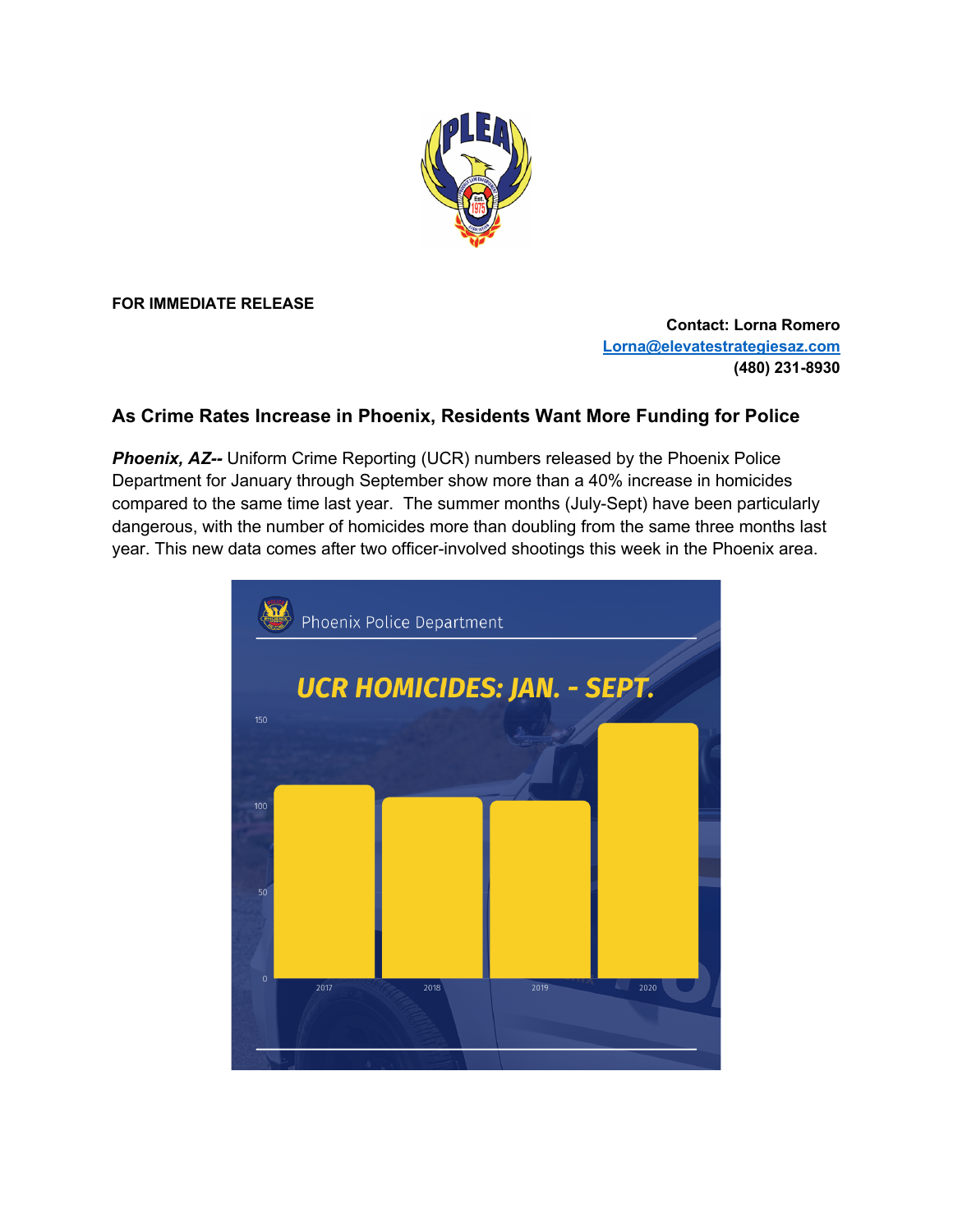**FOR IMMEDIATE RELEASE**

**Contact: Lorna Romero**
**Lorna@elevatestrategiesaz.com**
**(480) 231-8930**

### As Crime Rates Increase in Phoenix, Residents Want More Funding for Police

***Phoenix, AZ--*** Uniform Crime Reporting (UCR) numbers released by the Phoenix Police Department for January through September show more than a 40% increase in homicides compared to the same time last year. The summer months (July-Sept) have been particularly dangerous, with the number of homicides more than doubling from the same three months last year. This new data comes after two officer-involved shootings this week in the Phoenix area.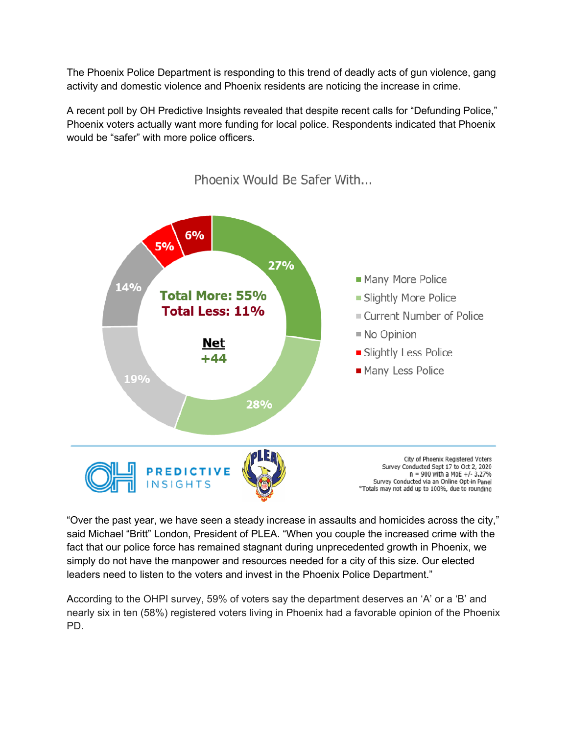The Phoenix Police Department is responding to this trend of deadly acts of gun violence, gang activity and domestic violence and Phoenix residents are noticing the increase in crime.

A recent poll by OH Predictive Insights revealed that despite recent calls for "Defunding Police," Phoenix voters actually want more funding for local police. Respondents indicated that Phoenix would be "safer" with more police officers.

Phoenix Would Be Safer With...

| Response | Percent |
| --- | --- |
| Many More Police | 27% |
| Slightly More Police | 28% |
| Current Number of Police | 19% |
| No Opinion | 14% |
| Slightly Less Police | 5% |
| Many Less Police | 6% |

**Total More: 55%**
**Total Less: 11%**

**Net**
**+44**

City of Phoenix Registered Voters
Survey Conducted Sept 17 to Oct 2, 2020
n = 900 with a MoE +/- 3.27%
Survey Conducted via an Online Opt-in Panel
*Totals may not add up to 100%, due to rounding

"Over the past year, we have seen a steady increase in assaults and homicides across the city," said Michael "Britt" London, President of PLEA. "When you couple the increased crime with the fact that our police force has remained stagnant during unprecedented growth in Phoenix, we simply do not have the manpower and resources needed for a city of this size. Our elected leaders need to listen to the voters and invest in the Phoenix Police Department."

According to the OHPI survey, 59% of voters say the department deserves an 'A' or a 'B' and nearly six in ten (58%) registered voters living in Phoenix had a favorable opinion of the Phoenix PD.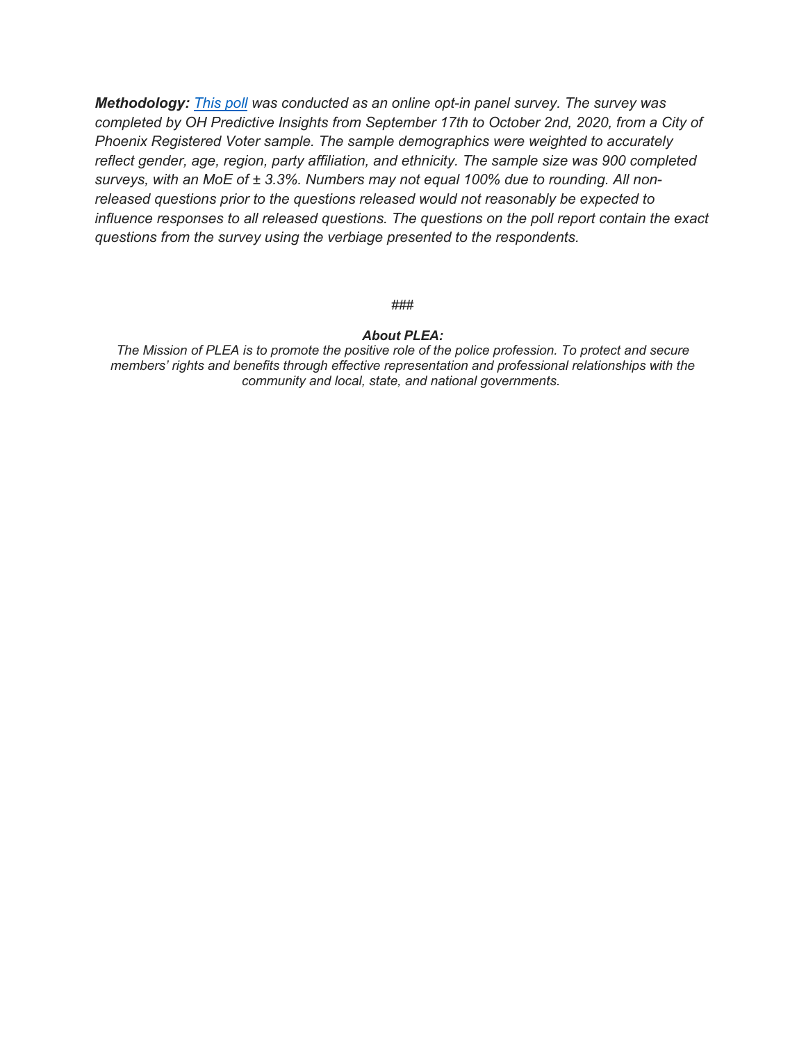***Methodology:*** *[This poll] was conducted as an online opt-in panel survey. The survey was completed by OH Predictive Insights from September 17th to October 2nd, 2020, from a City of Phoenix Registered Voter sample. The sample demographics were weighted to accurately reflect gender, age, region, party affiliation, and ethnicity. The sample size was 900 completed surveys, with an MoE of ± 3.3%. Numbers may not equal 100% due to rounding. All non-released questions prior to the questions released would not reasonably be expected to influence responses to all released questions. The questions on the poll report contain the exact questions from the survey using the verbiage presented to the respondents.*

###

***About PLEA:***

*The Mission of PLEA is to promote the positive role of the police profession. To protect and secure members' rights and benefits through effective representation and professional relationships with the community and local, state, and national governments.*